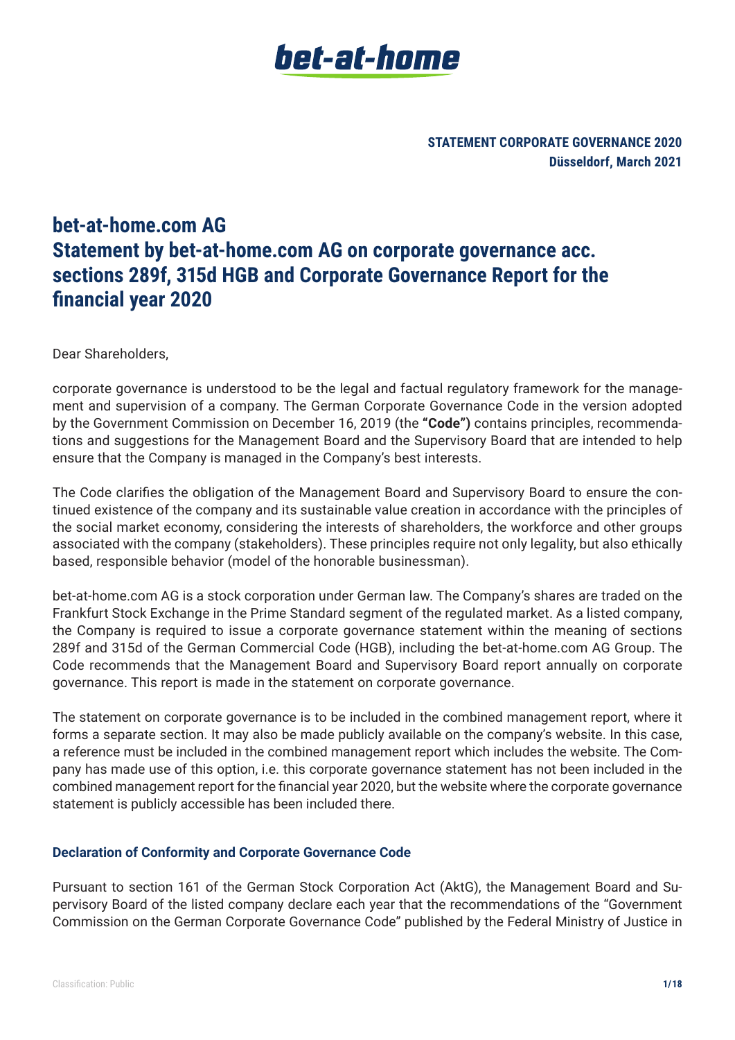**STATEMENT CORPORATE GOVERNANCE 2020**
**Düsseldorf, March 2021**

# bet-at-home.com AG
# Statement by bet-at-home.com AG on corporate governance acc. sections 289f, 315d HGB and Corporate Governance Report for the financial year 2020

Dear Shareholders,

corporate governance is understood to be the legal and factual regulatory framework for the management and supervision of a company. The German Corporate Governance Code in the version adopted by the Government Commission on December 16, 2019 (the **"Code")** contains principles, recommendations and suggestions for the Management Board and the Supervisory Board that are intended to help ensure that the Company is managed in the Company's best interests.

The Code clarifies the obligation of the Management Board and Supervisory Board to ensure the continued existence of the company and its sustainable value creation in accordance with the principles of the social market economy, considering the interests of shareholders, the workforce and other groups associated with the company (stakeholders). These principles require not only legality, but also ethically based, responsible behavior (model of the honorable businessman).

bet-at-home.com AG is a stock corporation under German law. The Company's shares are traded on the Frankfurt Stock Exchange in the Prime Standard segment of the regulated market. As a listed company, the Company is required to issue a corporate governance statement within the meaning of sections 289f and 315d of the German Commercial Code (HGB), including the bet-at-home.com AG Group. The Code recommends that the Management Board and Supervisory Board report annually on corporate governance. This report is made in the statement on corporate governance.

The statement on corporate governance is to be included in the combined management report, where it forms a separate section. It may also be made publicly available on the company's website. In this case, a reference must be included in the combined management report which includes the website. The Company has made use of this option, i.e. this corporate governance statement has not been included in the combined management report for the financial year 2020, but the website where the corporate governance statement is publicly accessible has been included there.

### Declaration of Conformity and Corporate Governance Code

Pursuant to section 161 of the German Stock Corporation Act (AktG), the Management Board and Supervisory Board of the listed company declare each year that the recommendations of the "Government Commission on the German Corporate Governance Code" published by the Federal Ministry of Justice in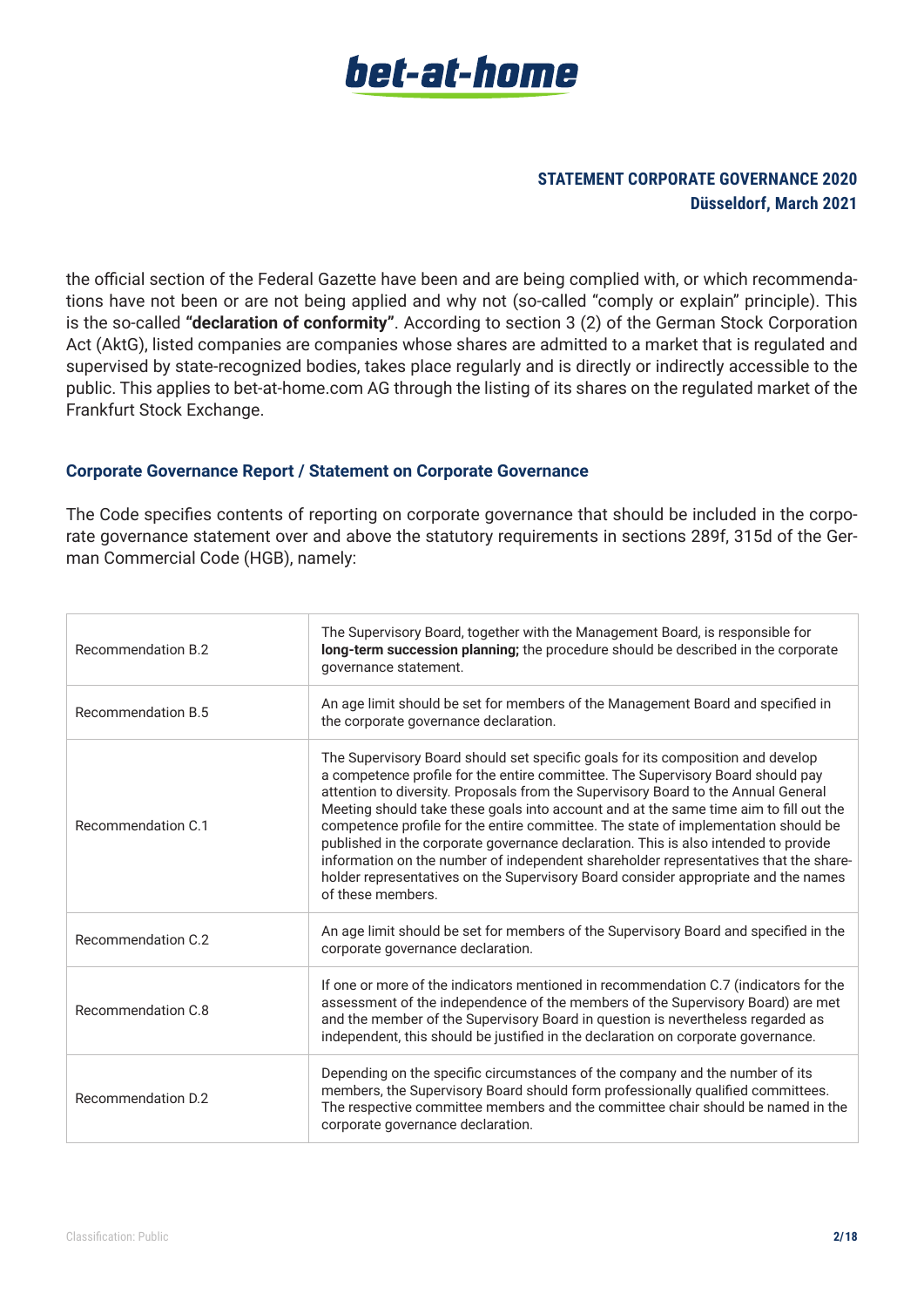the official section of the Federal Gazette have been and are being complied with, or which recommendations have not been or are not being applied and why not (so-called "comply or explain" principle). This is the so-called **"declaration of conformity"**. According to section 3 (2) of the German Stock Corporation Act (AktG), listed companies are companies whose shares are admitted to a market that is regulated and supervised by state-recognized bodies, takes place regularly and is directly or indirectly accessible to the public. This applies to bet-at-home.com AG through the listing of its shares on the regulated market of the Frankfurt Stock Exchange.

### Corporate Governance Report / Statement on Corporate Governance

The Code specifies contents of reporting on corporate governance that should be included in the corporate governance statement over and above the statutory requirements in sections 289f, 315d of the German Commercial Code (HGB), namely:

| | |
|---|---|
| Recommendation B.2 | The Supervisory Board, together with the Management Board, is responsible for **long-term succession planning;** the procedure should be described in the corporate governance statement. |
| Recommendation B.5 | An age limit should be set for members of the Management Board and specified in the corporate governance declaration. |
| Recommendation C.1 | The Supervisory Board should set specific goals for its composition and develop a competence profile for the entire committee. The Supervisory Board should pay attention to diversity. Proposals from the Supervisory Board to the Annual General Meeting should take these goals into account and at the same time aim to fill out the competence profile for the entire committee. The state of implementation should be published in the corporate governance declaration. This is also intended to provide information on the number of independent shareholder representatives that the shareholder representatives on the Supervisory Board consider appropriate and the names of these members. |
| Recommendation C.2 | An age limit should be set for members of the Supervisory Board and specified in the corporate governance declaration. |
| Recommendation C.8 | If one or more of the indicators mentioned in recommendation C.7 (indicators for the assessment of the independence of the members of the Supervisory Board) are met and the member of the Supervisory Board in question is nevertheless regarded as independent, this should be justified in the declaration on corporate governance. |
| Recommendation D.2 | Depending on the specific circumstances of the company and the number of its members, the Supervisory Board should form professionally qualified committees. The respective committee members and the committee chair should be named in the corporate governance declaration. |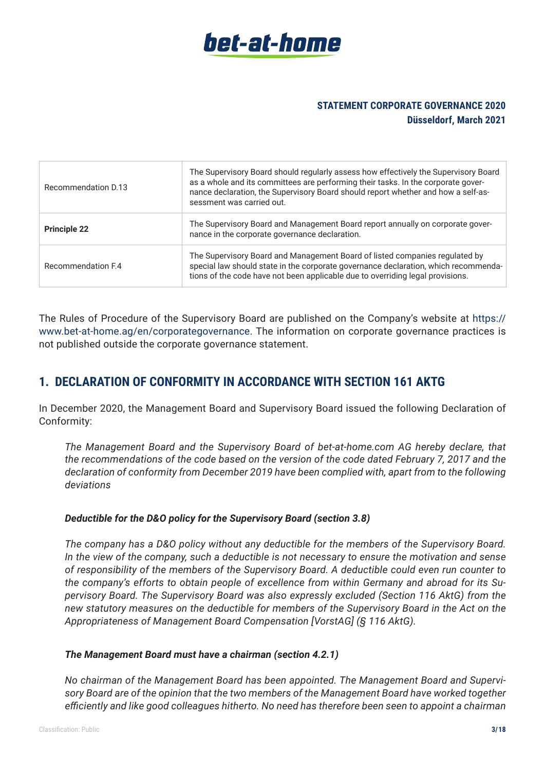| Recommendation D.13 | The Supervisory Board should regularly assess how effectively the Supervisory Board as a whole and its committees are performing their tasks. In the corporate governance declaration, the Supervisory Board should report whether and how a self-assessment was carried out. |
|---|---|
| **Principle 22** | The Supervisory Board and Management Board report annually on corporate governance in the corporate governance declaration. |
| Recommendation F.4 | The Supervisory Board and Management Board of listed companies regulated by special law should state in the corporate governance declaration, which recommendations of the code have not been applicable due to overriding legal provisions. |

The Rules of Procedure of the Supervisory Board are published on the Company's website at https://www.bet-at-home.ag/en/corporategovernance. The information on corporate governance practices is not published outside the corporate governance statement.

## 1. DECLARATION OF CONFORMITY IN ACCORDANCE WITH SECTION 161 AKTG

In December 2020, the Management Board and Supervisory Board issued the following Declaration of Conformity:

*The Management Board and the Supervisory Board of bet-at-home.com AG hereby declare, that the recommendations of the code based on the version of the code dated February 7, 2017 and the declaration of conformity from December 2019 have been complied with, apart from to the following deviations*

***Deductible for the D&O policy for the Supervisory Board (section 3.8)***

*The company has a D&O policy without any deductible for the members of the Supervisory Board. In the view of the company, such a deductible is not necessary to ensure the motivation and sense of responsibility of the members of the Supervisory Board. A deductible could even run counter to the company's efforts to obtain people of excellence from within Germany and abroad for its Supervisory Board. The Supervisory Board was also expressly excluded (Section 116 AktG) from the new statutory measures on the deductible for members of the Supervisory Board in the Act on the Appropriateness of Management Board Compensation [VorstAG] (§ 116 AktG).*

***The Management Board must have a chairman (section 4.2.1)***

*No chairman of the Management Board has been appointed. The Management Board and Supervisory Board are of the opinion that the two members of the Management Board have worked together efficiently and like good colleagues hitherto. No need has therefore been seen to appoint a chairman*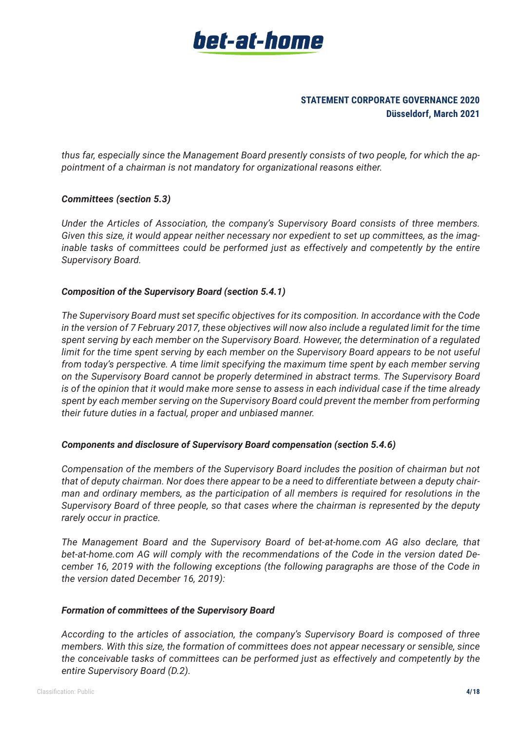*thus far, especially since the Management Board presently consists of two people, for which the appointment of a chairman is not mandatory for organizational reasons either.*

***Committees (section 5.3)***

*Under the Articles of Association, the company's Supervisory Board consists of three members. Given this size, it would appear neither necessary nor expedient to set up committees, as the imaginable tasks of committees could be performed just as effectively and competently by the entire Supervisory Board.*

***Composition of the Supervisory Board (section 5.4.1)***

*The Supervisory Board must set specific objectives for its composition. In accordance with the Code in the version of 7 February 2017, these objectives will now also include a regulated limit for the time spent serving by each member on the Supervisory Board. However, the determination of a regulated limit for the time spent serving by each member on the Supervisory Board appears to be not useful from today's perspective. A time limit specifying the maximum time spent by each member serving on the Supervisory Board cannot be properly determined in abstract terms. The Supervisory Board is of the opinion that it would make more sense to assess in each individual case if the time already spent by each member serving on the Supervisory Board could prevent the member from performing their future duties in a factual, proper and unbiased manner.*

***Components and disclosure of Supervisory Board compensation (section 5.4.6)***

*Compensation of the members of the Supervisory Board includes the position of chairman but not that of deputy chairman. Nor does there appear to be a need to differentiate between a deputy chairman and ordinary members, as the participation of all members is required for resolutions in the Supervisory Board of three people, so that cases where the chairman is represented by the deputy rarely occur in practice.*

*The Management Board and the Supervisory Board of bet-at-home.com AG also declare, that bet-at-home.com AG will comply with the recommendations of the Code in the version dated December 16, 2019 with the following exceptions (the following paragraphs are those of the Code in the version dated December 16, 2019):*

***Formation of committees of the Supervisory Board***

*According to the articles of association, the company's Supervisory Board is composed of three members. With this size, the formation of committees does not appear necessary or sensible, since the conceivable tasks of committees can be performed just as effectively and competently by the entire Supervisory Board (D.2).*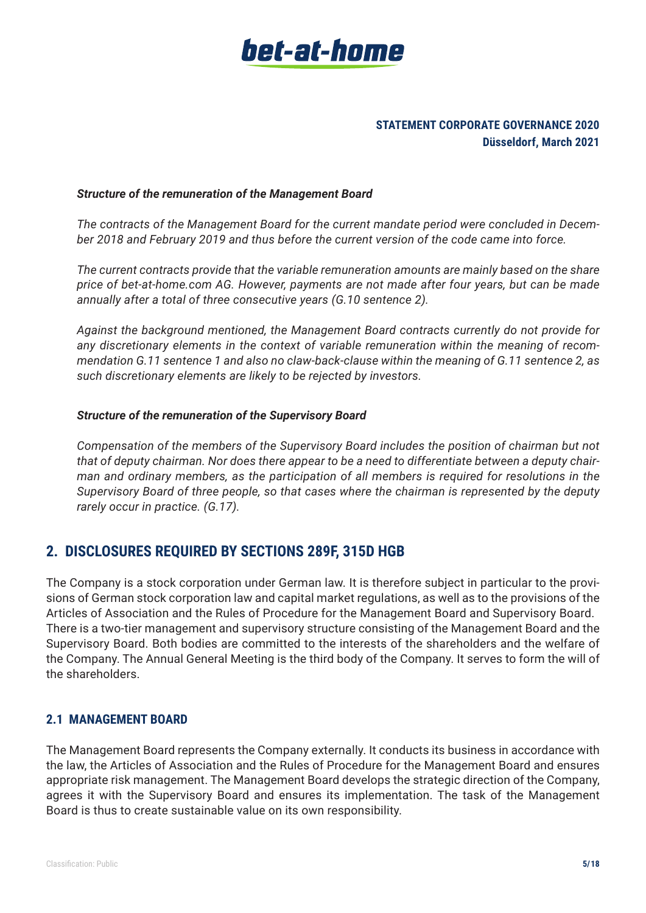***Structure of the remuneration of the Management Board***

*The contracts of the Management Board for the current mandate period were concluded in December 2018 and February 2019 and thus before the current version of the code came into force.*

*The current contracts provide that the variable remuneration amounts are mainly based on the share price of bet-at-home.com AG. However, payments are not made after four years, but can be made annually after a total of three consecutive years (G.10 sentence 2).*

*Against the background mentioned, the Management Board contracts currently do not provide for any discretionary elements in the context of variable remuneration within the meaning of recommendation G.11 sentence 1 and also no claw-back-clause within the meaning of G.11 sentence 2, as such discretionary elements are likely to be rejected by investors.*

***Structure of the remuneration of the Supervisory Board***

*Compensation of the members of the Supervisory Board includes the position of chairman but not that of deputy chairman. Nor does there appear to be a need to differentiate between a deputy chairman and ordinary members, as the participation of all members is required for resolutions in the Supervisory Board of three people, so that cases where the chairman is represented by the deputy rarely occur in practice. (G.17).*

## 2. DISCLOSURES REQUIRED BY SECTIONS 289F, 315D HGB

The Company is a stock corporation under German law. It is therefore subject in particular to the provisions of German stock corporation law and capital market regulations, as well as to the provisions of the Articles of Association and the Rules of Procedure for the Management Board and Supervisory Board. There is a two-tier management and supervisory structure consisting of the Management Board and the Supervisory Board. Both bodies are committed to the interests of the shareholders and the welfare of the Company. The Annual General Meeting is the third body of the Company. It serves to form the will of the shareholders.

### 2.1 MANAGEMENT BOARD

The Management Board represents the Company externally. It conducts its business in accordance with the law, the Articles of Association and the Rules of Procedure for the Management Board and ensures appropriate risk management. The Management Board develops the strategic direction of the Company, agrees it with the Supervisory Board and ensures its implementation. The task of the Management Board is thus to create sustainable value on its own responsibility.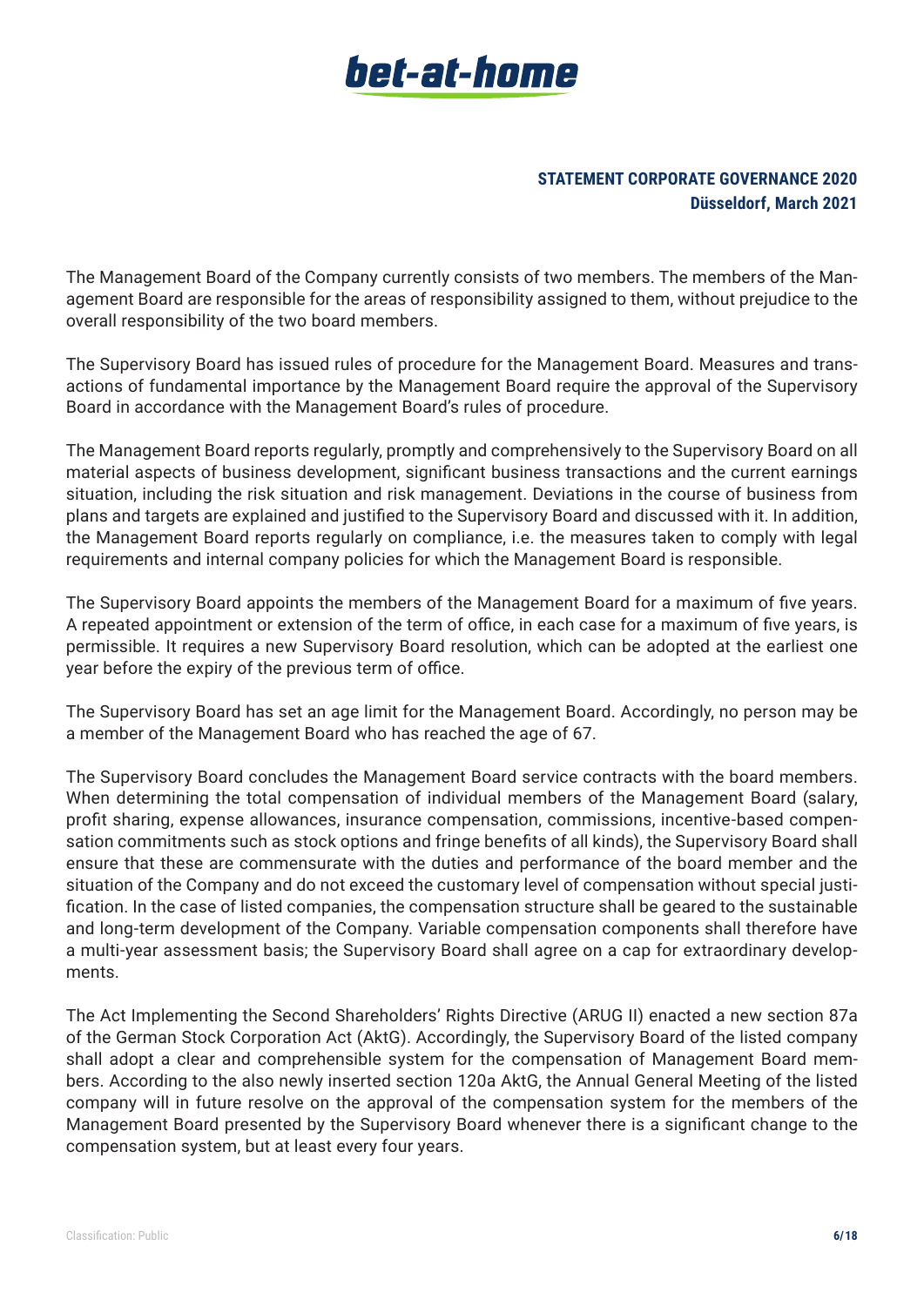The Management Board of the Company currently consists of two members. The members of the Management Board are responsible for the areas of responsibility assigned to them, without prejudice to the overall responsibility of the two board members.

The Supervisory Board has issued rules of procedure for the Management Board. Measures and transactions of fundamental importance by the Management Board require the approval of the Supervisory Board in accordance with the Management Board's rules of procedure.

The Management Board reports regularly, promptly and comprehensively to the Supervisory Board on all material aspects of business development, significant business transactions and the current earnings situation, including the risk situation and risk management. Deviations in the course of business from plans and targets are explained and justified to the Supervisory Board and discussed with it. In addition, the Management Board reports regularly on compliance, i.e. the measures taken to comply with legal requirements and internal company policies for which the Management Board is responsible.

The Supervisory Board appoints the members of the Management Board for a maximum of five years. A repeated appointment or extension of the term of office, in each case for a maximum of five years, is permissible. It requires a new Supervisory Board resolution, which can be adopted at the earliest one year before the expiry of the previous term of office.

The Supervisory Board has set an age limit for the Management Board. Accordingly, no person may be a member of the Management Board who has reached the age of 67.

The Supervisory Board concludes the Management Board service contracts with the board members. When determining the total compensation of individual members of the Management Board (salary, profit sharing, expense allowances, insurance compensation, commissions, incentive-based compensation commitments such as stock options and fringe benefits of all kinds), the Supervisory Board shall ensure that these are commensurate with the duties and performance of the board member and the situation of the Company and do not exceed the customary level of compensation without special justification. In the case of listed companies, the compensation structure shall be geared to the sustainable and long-term development of the Company. Variable compensation components shall therefore have a multi-year assessment basis; the Supervisory Board shall agree on a cap for extraordinary developments.

The Act Implementing the Second Shareholders' Rights Directive (ARUG II) enacted a new section 87a of the German Stock Corporation Act (AktG). Accordingly, the Supervisory Board of the listed company shall adopt a clear and comprehensible system for the compensation of Management Board members. According to the also newly inserted section 120a AktG, the Annual General Meeting of the listed company will in future resolve on the approval of the compensation system for the members of the Management Board presented by the Supervisory Board whenever there is a significant change to the compensation system, but at least every four years.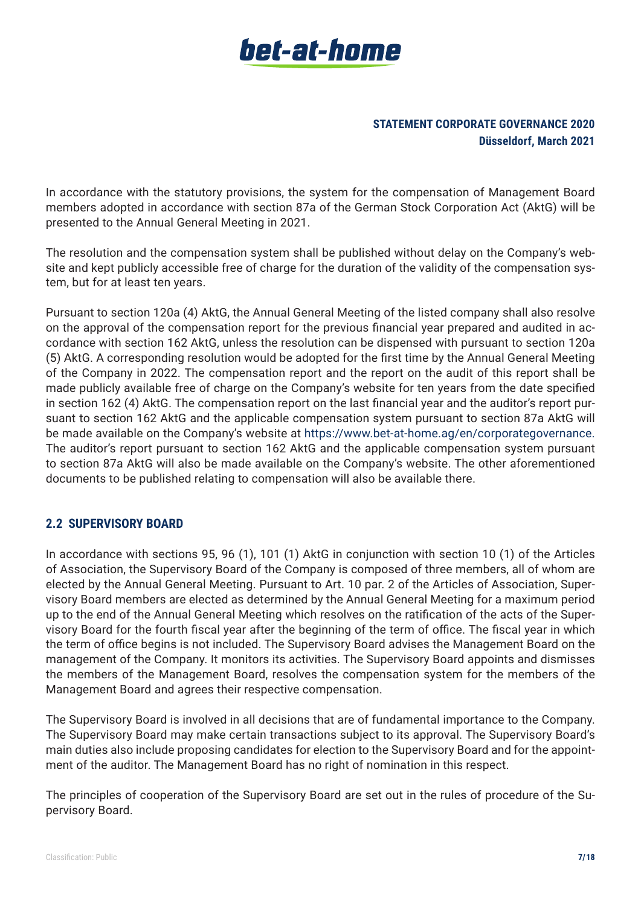In accordance with the statutory provisions, the system for the compensation of Management Board members adopted in accordance with section 87a of the German Stock Corporation Act (AktG) will be presented to the Annual General Meeting in 2021.

The resolution and the compensation system shall be published without delay on the Company's website and kept publicly accessible free of charge for the duration of the validity of the compensation system, but for at least ten years.

Pursuant to section 120a (4) AktG, the Annual General Meeting of the listed company shall also resolve on the approval of the compensation report for the previous financial year prepared and audited in accordance with section 162 AktG, unless the resolution can be dispensed with pursuant to section 120a (5) AktG. A corresponding resolution would be adopted for the first time by the Annual General Meeting of the Company in 2022. The compensation report and the report on the audit of this report shall be made publicly available free of charge on the Company's website for ten years from the date specified in section 162 (4) AktG. The compensation report on the last financial year and the auditor's report pursuant to section 162 AktG and the applicable compensation system pursuant to section 87a AktG will be made available on the Company's website at https://www.bet-at-home.ag/en/corporategovernance. The auditor's report pursuant to section 162 AktG and the applicable compensation system pursuant to section 87a AktG will also be made available on the Company's website. The other aforementioned documents to be published relating to compensation will also be available there.

## 2.2 SUPERVISORY BOARD

In accordance with sections 95, 96 (1), 101 (1) AktG in conjunction with section 10 (1) of the Articles of Association, the Supervisory Board of the Company is composed of three members, all of whom are elected by the Annual General Meeting. Pursuant to Art. 10 par. 2 of the Articles of Association, Supervisory Board members are elected as determined by the Annual General Meeting for a maximum period up to the end of the Annual General Meeting which resolves on the ratification of the acts of the Supervisory Board for the fourth fiscal year after the beginning of the term of office. The fiscal year in which the term of office begins is not included. The Supervisory Board advises the Management Board on the management of the Company. It monitors its activities. The Supervisory Board appoints and dismisses the members of the Management Board, resolves the compensation system for the members of the Management Board and agrees their respective compensation.

The Supervisory Board is involved in all decisions that are of fundamental importance to the Company. The Supervisory Board may make certain transactions subject to its approval. The Supervisory Board's main duties also include proposing candidates for election to the Supervisory Board and for the appointment of the auditor. The Management Board has no right of nomination in this respect.

The principles of cooperation of the Supervisory Board are set out in the rules of procedure of the Supervisory Board.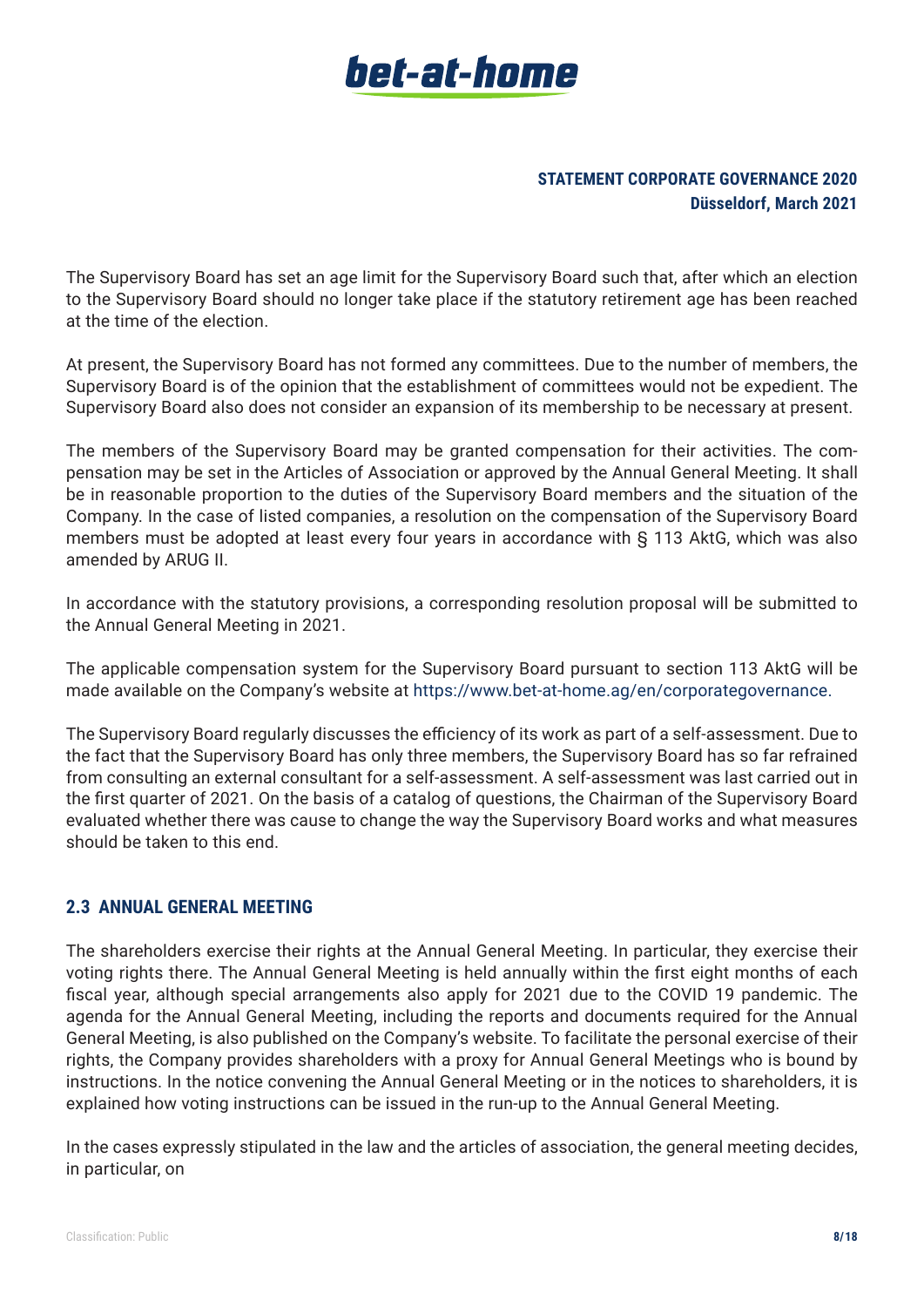The Supervisory Board has set an age limit for the Supervisory Board such that, after which an election to the Supervisory Board should no longer take place if the statutory retirement age has been reached at the time of the election.

At present, the Supervisory Board has not formed any committees. Due to the number of members, the Supervisory Board is of the opinion that the establishment of committees would not be expedient. The Supervisory Board also does not consider an expansion of its membership to be necessary at present.

The members of the Supervisory Board may be granted compensation for their activities. The compensation may be set in the Articles of Association or approved by the Annual General Meeting. It shall be in reasonable proportion to the duties of the Supervisory Board members and the situation of the Company. In the case of listed companies, a resolution on the compensation of the Supervisory Board members must be adopted at least every four years in accordance with § 113 AktG, which was also amended by ARUG II.

In accordance with the statutory provisions, a corresponding resolution proposal will be submitted to the Annual General Meeting in 2021.

The applicable compensation system for the Supervisory Board pursuant to section 113 AktG will be made available on the Company's website at https://www.bet-at-home.ag/en/corporategovernance.

The Supervisory Board regularly discusses the efficiency of its work as part of a self-assessment. Due to the fact that the Supervisory Board has only three members, the Supervisory Board has so far refrained from consulting an external consultant for a self-assessment. A self-assessment was last carried out in the first quarter of 2021. On the basis of a catalog of questions, the Chairman of the Supervisory Board evaluated whether there was cause to change the way the Supervisory Board works and what measures should be taken to this end.

## 2.3 ANNUAL GENERAL MEETING

The shareholders exercise their rights at the Annual General Meeting. In particular, they exercise their voting rights there. The Annual General Meeting is held annually within the first eight months of each fiscal year, although special arrangements also apply for 2021 due to the COVID 19 pandemic. The agenda for the Annual General Meeting, including the reports and documents required for the Annual General Meeting, is also published on the Company's website. To facilitate the personal exercise of their rights, the Company provides shareholders with a proxy for Annual General Meetings who is bound by instructions. In the notice convening the Annual General Meeting or in the notices to shareholders, it is explained how voting instructions can be issued in the run-up to the Annual General Meeting.

In the cases expressly stipulated in the law and the articles of association, the general meeting decides, in particular, on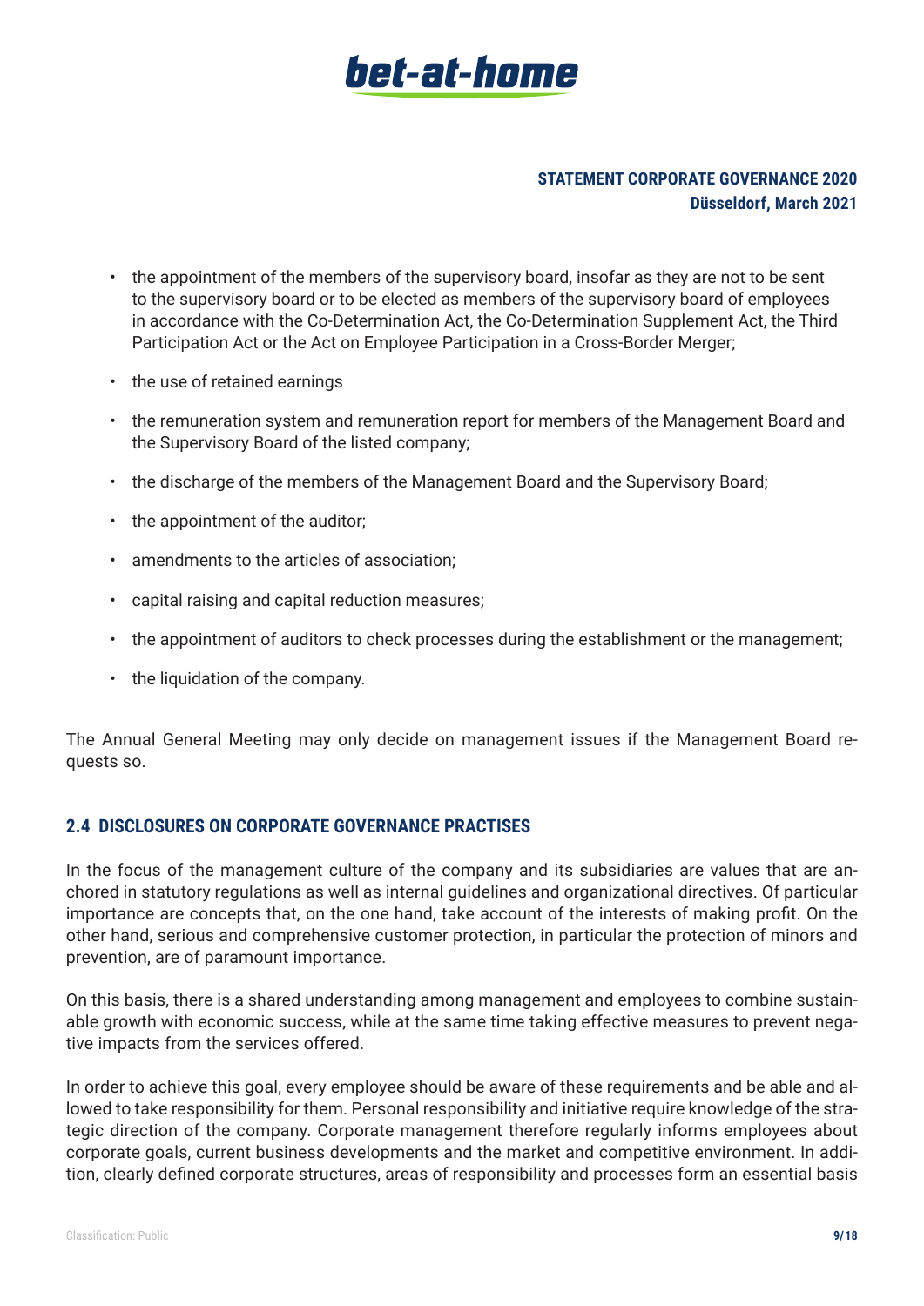- the appointment of the members of the supervisory board, insofar as they are not to be sent to the supervisory board or to be elected as members of the supervisory board of employees in accordance with the Co-Determination Act, the Co-Determination Supplement Act, the Third Participation Act or the Act on Employee Participation in a Cross-Border Merger;
- the use of retained earnings
- the remuneration system and remuneration report for members of the Management Board and the Supervisory Board of the listed company;
- the discharge of the members of the Management Board and the Supervisory Board;
- the appointment of the auditor;
- amendments to the articles of association;
- capital raising and capital reduction measures;
- the appointment of auditors to check processes during the establishment or the management;
- the liquidation of the company.

The Annual General Meeting may only decide on management issues if the Management Board requests so.

## 2.4 DISCLOSURES ON CORPORATE GOVERNANCE PRACTISES

In the focus of the management culture of the company and its subsidiaries are values that are anchored in statutory regulations as well as internal guidelines and organizational directives. Of particular importance are concepts that, on the one hand, take account of the interests of making profit. On the other hand, serious and comprehensive customer protection, in particular the protection of minors and prevention, are of paramount importance.

On this basis, there is a shared understanding among management and employees to combine sustainable growth with economic success, while at the same time taking effective measures to prevent negative impacts from the services offered.

In order to achieve this goal, every employee should be aware of these requirements and be able and allowed to take responsibility for them. Personal responsibility and initiative require knowledge of the strategic direction of the company. Corporate management therefore regularly informs employees about corporate goals, current business developments and the market and competitive environment. In addition, clearly defined corporate structures, areas of responsibility and processes form an essential basis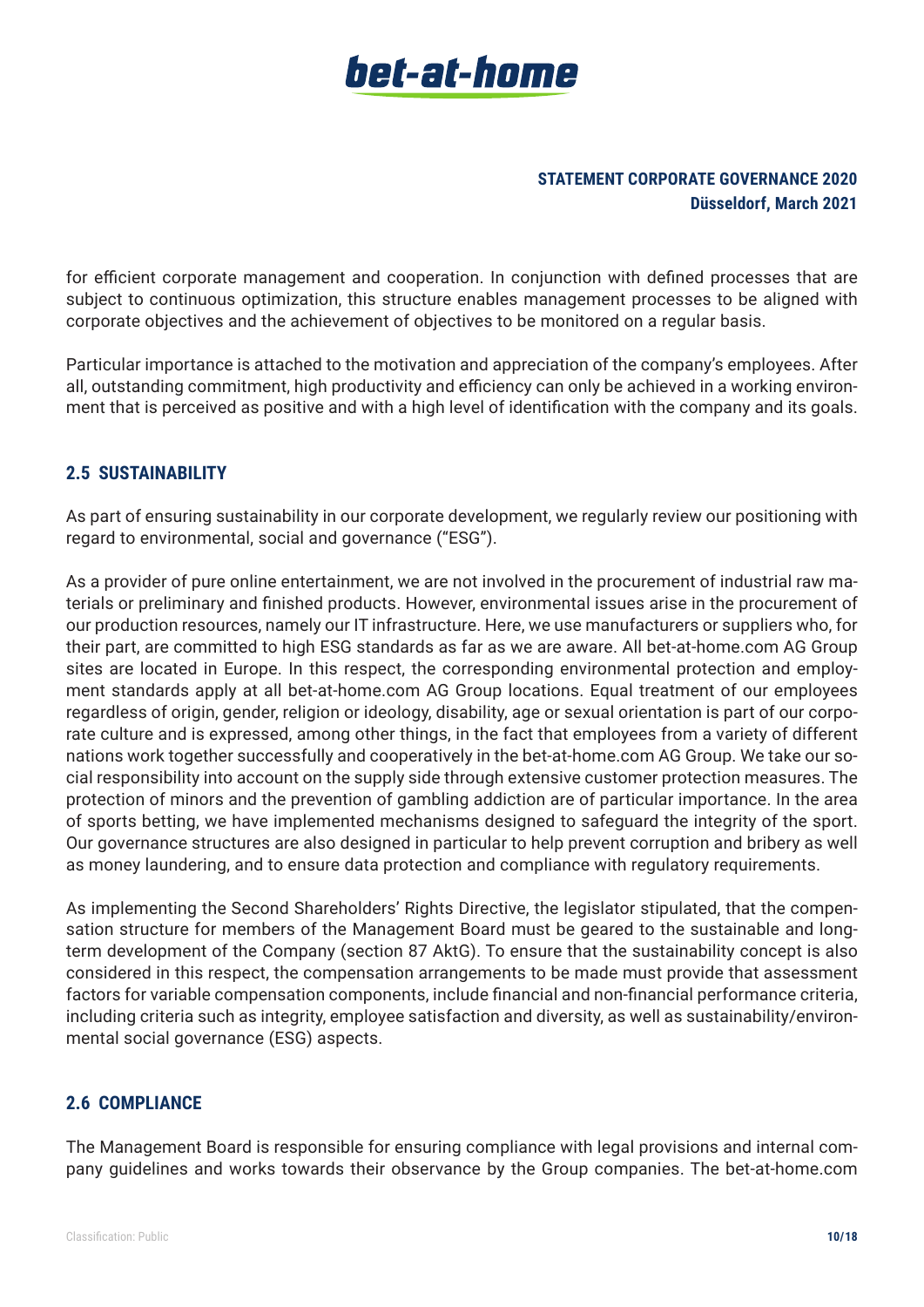for efficient corporate management and cooperation. In conjunction with defined processes that are subject to continuous optimization, this structure enables management processes to be aligned with corporate objectives and the achievement of objectives to be monitored on a regular basis.

Particular importance is attached to the motivation and appreciation of the company's employees. After all, outstanding commitment, high productivity and efficiency can only be achieved in a working environment that is perceived as positive and with a high level of identification with the company and its goals.

## 2.5 SUSTAINABILITY

As part of ensuring sustainability in our corporate development, we regularly review our positioning with regard to environmental, social and governance ("ESG").

As a provider of pure online entertainment, we are not involved in the procurement of industrial raw materials or preliminary and finished products. However, environmental issues arise in the procurement of our production resources, namely our IT infrastructure. Here, we use manufacturers or suppliers who, for their part, are committed to high ESG standards as far as we are aware. All bet-at-home.com AG Group sites are located in Europe. In this respect, the corresponding environmental protection and employment standards apply at all bet-at-home.com AG Group locations. Equal treatment of our employees regardless of origin, gender, religion or ideology, disability, age or sexual orientation is part of our corporate culture and is expressed, among other things, in the fact that employees from a variety of different nations work together successfully and cooperatively in the bet-at-home.com AG Group. We take our social responsibility into account on the supply side through extensive customer protection measures. The protection of minors and the prevention of gambling addiction are of particular importance. In the area of sports betting, we have implemented mechanisms designed to safeguard the integrity of the sport. Our governance structures are also designed in particular to help prevent corruption and bribery as well as money laundering, and to ensure data protection and compliance with regulatory requirements.

As implementing the Second Shareholders' Rights Directive, the legislator stipulated, that the compensation structure for members of the Management Board must be geared to the sustainable and long-term development of the Company (section 87 AktG). To ensure that the sustainability concept is also considered in this respect, the compensation arrangements to be made must provide that assessment factors for variable compensation components, include financial and non-financial performance criteria, including criteria such as integrity, employee satisfaction and diversity, as well as sustainability/environmental social governance (ESG) aspects.

## 2.6 COMPLIANCE

The Management Board is responsible for ensuring compliance with legal provisions and internal company guidelines and works towards their observance by the Group companies. The bet-at-home.com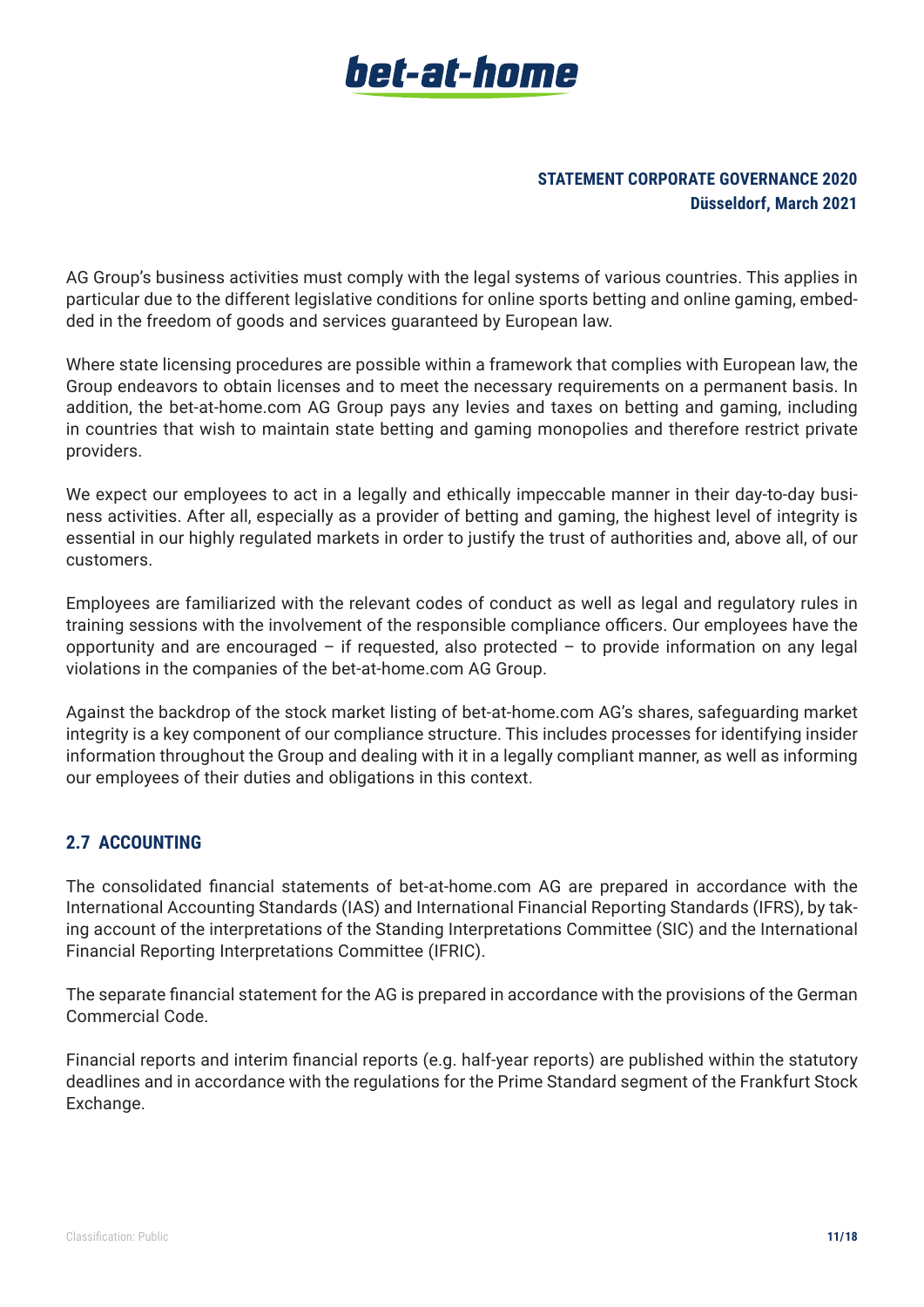AG Group's business activities must comply with the legal systems of various countries. This applies in particular due to the different legislative conditions for online sports betting and online gaming, embedded in the freedom of goods and services guaranteed by European law.

Where state licensing procedures are possible within a framework that complies with European law, the Group endeavors to obtain licenses and to meet the necessary requirements on a permanent basis. In addition, the bet-at-home.com AG Group pays any levies and taxes on betting and gaming, including in countries that wish to maintain state betting and gaming monopolies and therefore restrict private providers.

We expect our employees to act in a legally and ethically impeccable manner in their day-to-day business activities. After all, especially as a provider of betting and gaming, the highest level of integrity is essential in our highly regulated markets in order to justify the trust of authorities and, above all, of our customers.

Employees are familiarized with the relevant codes of conduct as well as legal and regulatory rules in training sessions with the involvement of the responsible compliance officers. Our employees have the opportunity and are encouraged – if requested, also protected – to provide information on any legal violations in the companies of the bet-at-home.com AG Group.

Against the backdrop of the stock market listing of bet-at-home.com AG's shares, safeguarding market integrity is a key component of our compliance structure. This includes processes for identifying insider information throughout the Group and dealing with it in a legally compliant manner, as well as informing our employees of their duties and obligations in this context.

## 2.7 ACCOUNTING

The consolidated financial statements of bet-at-home.com AG are prepared in accordance with the International Accounting Standards (IAS) and International Financial Reporting Standards (IFRS), by taking account of the interpretations of the Standing Interpretations Committee (SIC) and the International Financial Reporting Interpretations Committee (IFRIC).

The separate financial statement for the AG is prepared in accordance with the provisions of the German Commercial Code.

Financial reports and interim financial reports (e.g. half-year reports) are published within the statutory deadlines and in accordance with the regulations for the Prime Standard segment of the Frankfurt Stock Exchange.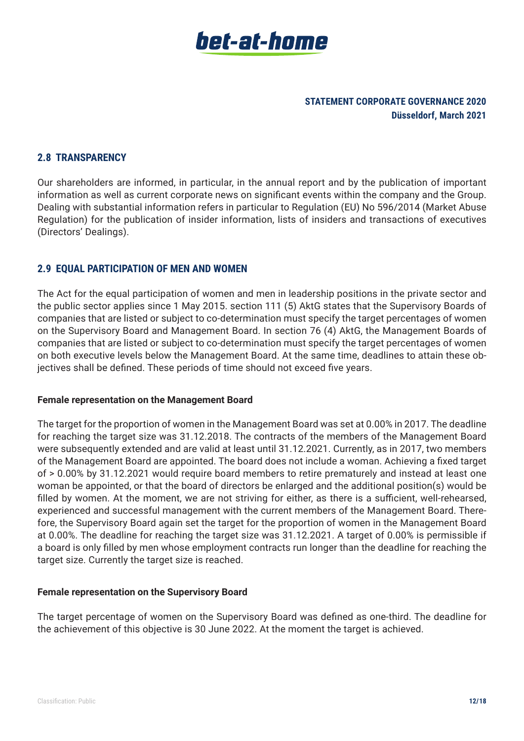## 2.8 TRANSPARENCY

Our shareholders are informed, in particular, in the annual report and by the publication of important information as well as current corporate news on significant events within the company and the Group. Dealing with substantial information refers in particular to Regulation (EU) No 596/2014 (Market Abuse Regulation) for the publication of insider information, lists of insiders and transactions of executives (Directors' Dealings).

## 2.9 EQUAL PARTICIPATION OF MEN AND WOMEN

The Act for the equal participation of women and men in leadership positions in the private sector and the public sector applies since 1 May 2015. section 111 (5) AktG states that the Supervisory Boards of companies that are listed or subject to co-determination must specify the target percentages of women on the Supervisory Board and Management Board. In section 76 (4) AktG, the Management Boards of companies that are listed or subject to co-determination must specify the target percentages of women on both executive levels below the Management Board. At the same time, deadlines to attain these objectives shall be defined. These periods of time should not exceed five years.

**Female representation on the Management Board**

The target for the proportion of women in the Management Board was set at 0.00% in 2017. The deadline for reaching the target size was 31.12.2018. The contracts of the members of the Management Board were subsequently extended and are valid at least until 31.12.2021. Currently, as in 2017, two members of the Management Board are appointed. The board does not include a woman. Achieving a fixed target of > 0.00% by 31.12.2021 would require board members to retire prematurely and instead at least one woman be appointed, or that the board of directors be enlarged and the additional position(s) would be filled by women. At the moment, we are not striving for either, as there is a sufficient, well-rehearsed, experienced and successful management with the current members of the Management Board. Therefore, the Supervisory Board again set the target for the proportion of women in the Management Board at 0.00%. The deadline for reaching the target size was 31.12.2021. A target of 0.00% is permissible if a board is only filled by men whose employment contracts run longer than the deadline for reaching the target size. Currently the target size is reached.

**Female representation on the Supervisory Board**

The target percentage of women on the Supervisory Board was defined as one-third. The deadline for the achievement of this objective is 30 June 2022. At the moment the target is achieved.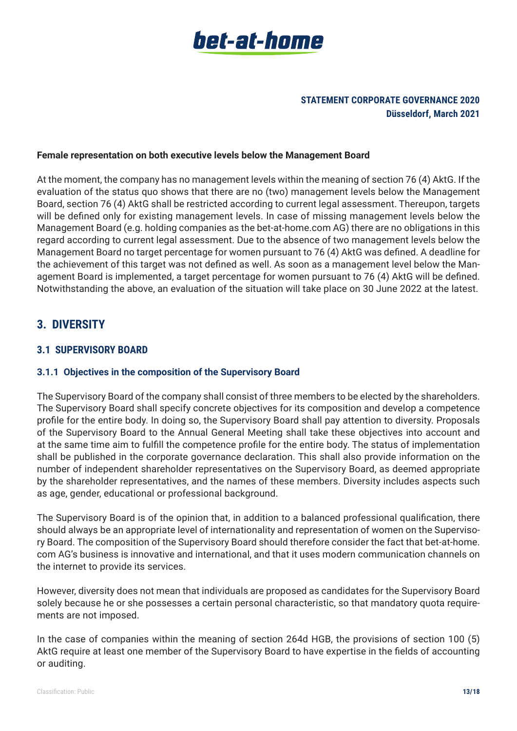**Female representation on both executive levels below the Management Board**

At the moment, the company has no management levels within the meaning of section 76 (4) AktG. If the evaluation of the status quo shows that there are no (two) management levels below the Management Board, section 76 (4) AktG shall be restricted according to current legal assessment. Thereupon, targets will be defined only for existing management levels. In case of missing management levels below the Management Board (e.g. holding companies as the bet-at-home.com AG) there are no obligations in this regard according to current legal assessment. Due to the absence of two management levels below the Management Board no target percentage for women pursuant to 76 (4) AktG was defined. A deadline for the achievement of this target was not defined as well. As soon as a management level below the Management Board is implemented, a target percentage for women pursuant to 76 (4) AktG will be defined. Notwithstanding the above, an evaluation of the situation will take place on 30 June 2022 at the latest.

## 3. DIVERSITY

### 3.1 SUPERVISORY BOARD

#### 3.1.1 Objectives in the composition of the Supervisory Board

The Supervisory Board of the company shall consist of three members to be elected by the shareholders. The Supervisory Board shall specify concrete objectives for its composition and develop a competence profile for the entire body. In doing so, the Supervisory Board shall pay attention to diversity. Proposals of the Supervisory Board to the Annual General Meeting shall take these objectives into account and at the same time aim to fulfill the competence profile for the entire body. The status of implementation shall be published in the corporate governance declaration. This shall also provide information on the number of independent shareholder representatives on the Supervisory Board, as deemed appropriate by the shareholder representatives, and the names of these members. Diversity includes aspects such as age, gender, educational or professional background.

The Supervisory Board is of the opinion that, in addition to a balanced professional qualification, there should always be an appropriate level of internationality and representation of women on the Supervisory Board. The composition of the Supervisory Board should therefore consider the fact that bet-at-home.com AG's business is innovative and international, and that it uses modern communication channels on the internet to provide its services.

However, diversity does not mean that individuals are proposed as candidates for the Supervisory Board solely because he or she possesses a certain personal characteristic, so that mandatory quota requirements are not imposed.

In the case of companies within the meaning of section 264d HGB, the provisions of section 100 (5) AktG require at least one member of the Supervisory Board to have expertise in the fields of accounting or auditing.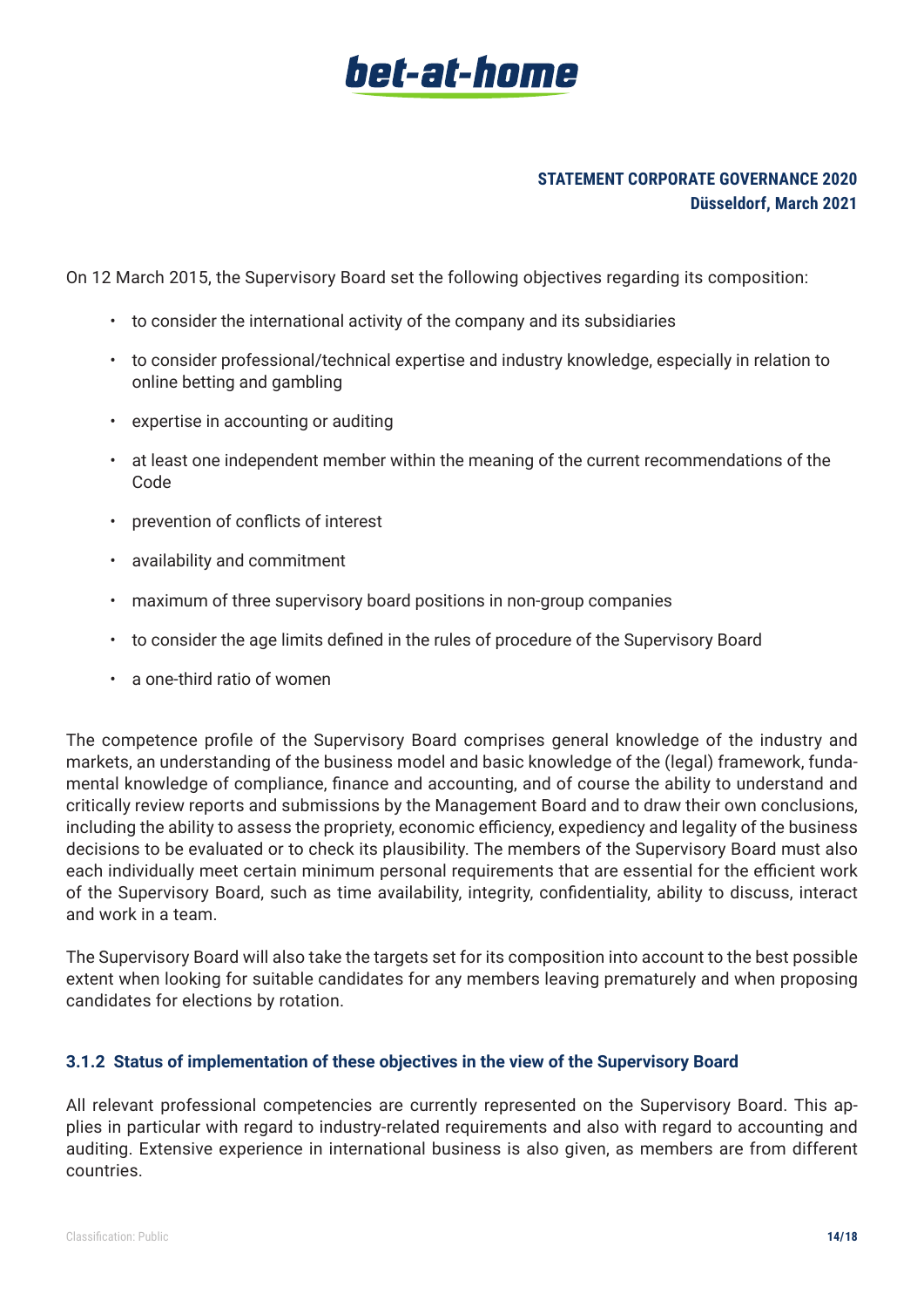On 12 March 2015, the Supervisory Board set the following objectives regarding its composition:

- to consider the international activity of the company and its subsidiaries
- to consider professional/technical expertise and industry knowledge, especially in relation to online betting and gambling
- expertise in accounting or auditing
- at least one independent member within the meaning of the current recommendations of the Code
- prevention of conflicts of interest
- availability and commitment
- maximum of three supervisory board positions in non-group companies
- to consider the age limits defined in the rules of procedure of the Supervisory Board
- a one-third ratio of women

The competence profile of the Supervisory Board comprises general knowledge of the industry and markets, an understanding of the business model and basic knowledge of the (legal) framework, fundamental knowledge of compliance, finance and accounting, and of course the ability to understand and critically review reports and submissions by the Management Board and to draw their own conclusions, including the ability to assess the propriety, economic efficiency, expediency and legality of the business decisions to be evaluated or to check its plausibility. The members of the Supervisory Board must also each individually meet certain minimum personal requirements that are essential for the efficient work of the Supervisory Board, such as time availability, integrity, confidentiality, ability to discuss, interact and work in a team.

The Supervisory Board will also take the targets set for its composition into account to the best possible extent when looking for suitable candidates for any members leaving prematurely and when proposing candidates for elections by rotation.

### 3.1.2 Status of implementation of these objectives in the view of the Supervisory Board

All relevant professional competencies are currently represented on the Supervisory Board. This applies in particular with regard to industry-related requirements and also with regard to accounting and auditing. Extensive experience in international business is also given, as members are from different countries.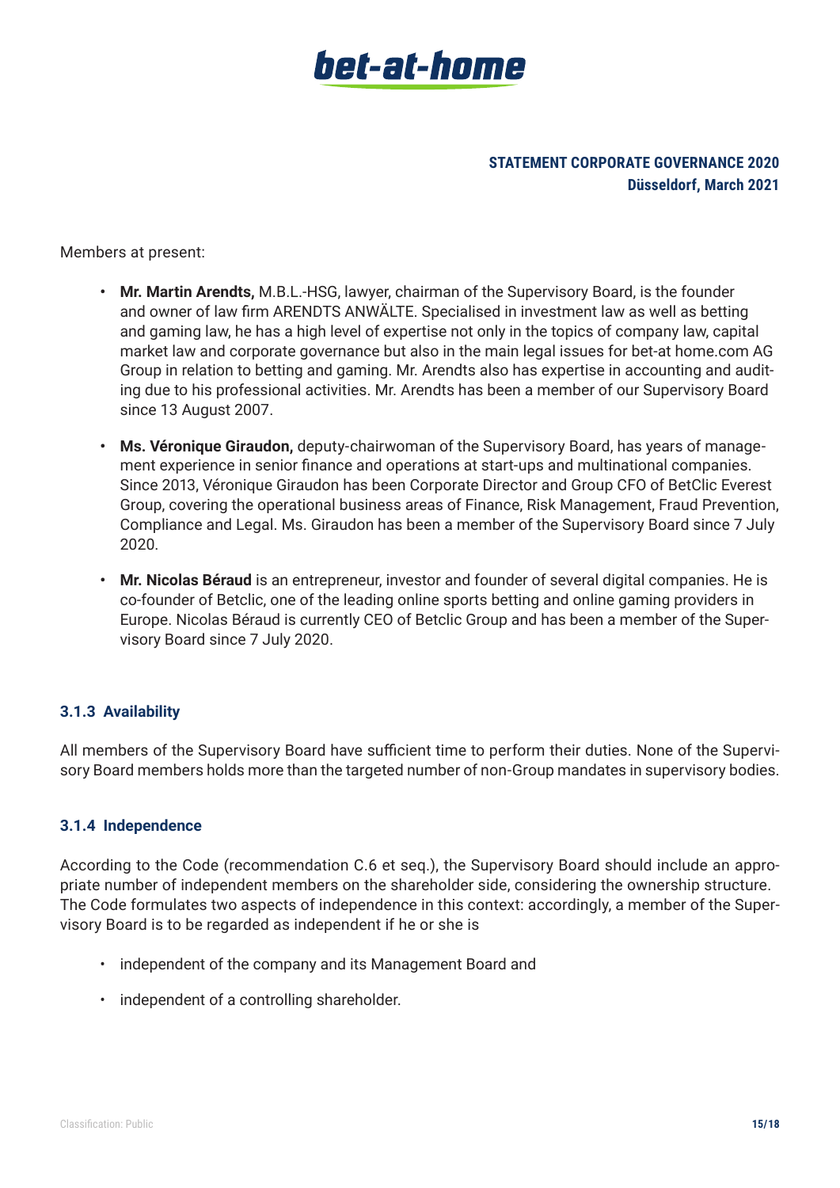Members at present:

- **Mr. Martin Arendts,** M.B.L.-HSG, lawyer, chairman of the Supervisory Board, is the founder and owner of law firm ARENDTS ANWÄLTE. Specialised in investment law as well as betting and gaming law, he has a high level of expertise not only in the topics of company law, capital market law and corporate governance but also in the main legal issues for bet-at home.com AG Group in relation to betting and gaming. Mr. Arendts also has expertise in accounting and auditing due to his professional activities. Mr. Arendts has been a member of our Supervisory Board since 13 August 2007.
- **Ms. Véronique Giraudon,** deputy-chairwoman of the Supervisory Board, has years of management experience in senior finance and operations at start-ups and multinational companies. Since 2013, Véronique Giraudon has been Corporate Director and Group CFO of BetClic Everest Group, covering the operational business areas of Finance, Risk Management, Fraud Prevention, Compliance and Legal. Ms. Giraudon has been a member of the Supervisory Board since 7 July 2020.
- **Mr. Nicolas Béraud** is an entrepreneur, investor and founder of several digital companies. He is co-founder of Betclic, one of the leading online sports betting and online gaming providers in Europe. Nicolas Béraud is currently CEO of Betclic Group and has been a member of the Supervisory Board since 7 July 2020.

### 3.1.3 Availability

All members of the Supervisory Board have sufficient time to perform their duties. None of the Supervisory Board members holds more than the targeted number of non-Group mandates in supervisory bodies.

### 3.1.4 Independence

According to the Code (recommendation C.6 et seq.), the Supervisory Board should include an appropriate number of independent members on the shareholder side, considering the ownership structure. The Code formulates two aspects of independence in this context: accordingly, a member of the Supervisory Board is to be regarded as independent if he or she is

- independent of the company and its Management Board and
- independent of a controlling shareholder.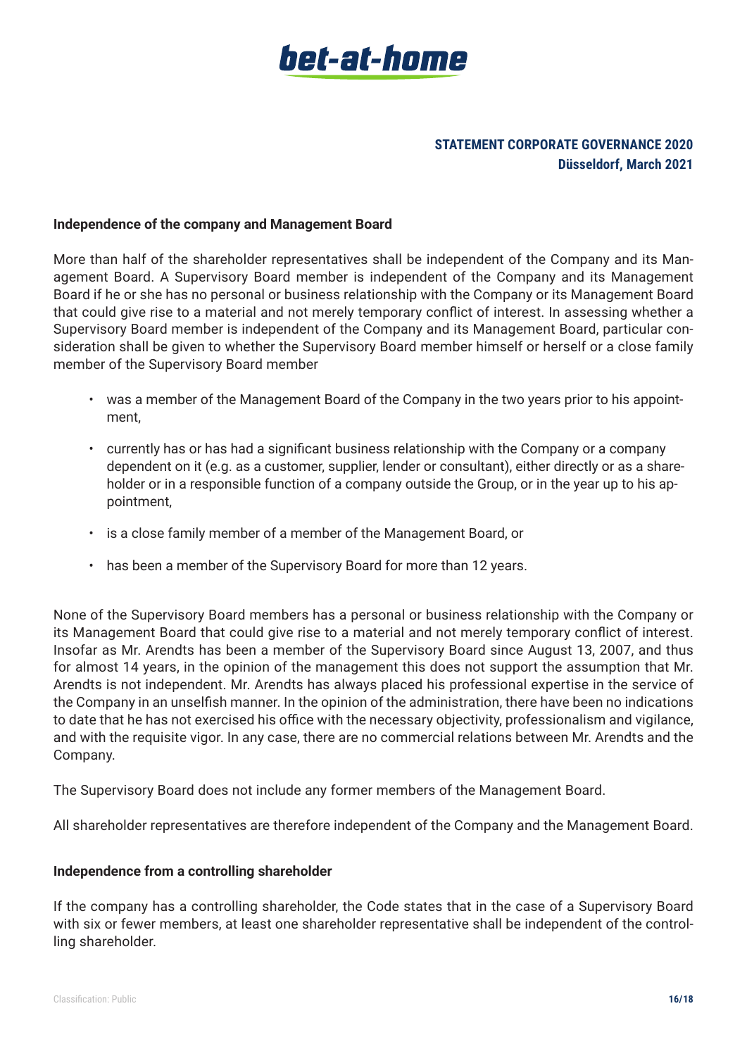**Independence of the company and Management Board**

More than half of the shareholder representatives shall be independent of the Company and its Management Board. A Supervisory Board member is independent of the Company and its Management Board if he or she has no personal or business relationship with the Company or its Management Board that could give rise to a material and not merely temporary conflict of interest. In assessing whether a Supervisory Board member is independent of the Company and its Management Board, particular consideration shall be given to whether the Supervisory Board member himself or herself or a close family member of the Supervisory Board member

- was a member of the Management Board of the Company in the two years prior to his appointment,
- currently has or has had a significant business relationship with the Company or a company dependent on it (e.g. as a customer, supplier, lender or consultant), either directly or as a shareholder or in a responsible function of a company outside the Group, or in the year up to his appointment,
- is a close family member of a member of the Management Board, or
- has been a member of the Supervisory Board for more than 12 years.

None of the Supervisory Board members has a personal or business relationship with the Company or its Management Board that could give rise to a material and not merely temporary conflict of interest. Insofar as Mr. Arendts has been a member of the Supervisory Board since August 13, 2007, and thus for almost 14 years, in the opinion of the management this does not support the assumption that Mr. Arendts is not independent. Mr. Arendts has always placed his professional expertise in the service of the Company in an unselfish manner. In the opinion of the administration, there have been no indications to date that he has not exercised his office with the necessary objectivity, professionalism and vigilance, and with the requisite vigor. In any case, there are no commercial relations between Mr. Arendts and the Company.

The Supervisory Board does not include any former members of the Management Board.

All shareholder representatives are therefore independent of the Company and the Management Board.

**Independence from a controlling shareholder**

If the company has a controlling shareholder, the Code states that in the case of a Supervisory Board with six or fewer members, at least one shareholder representative shall be independent of the controlling shareholder.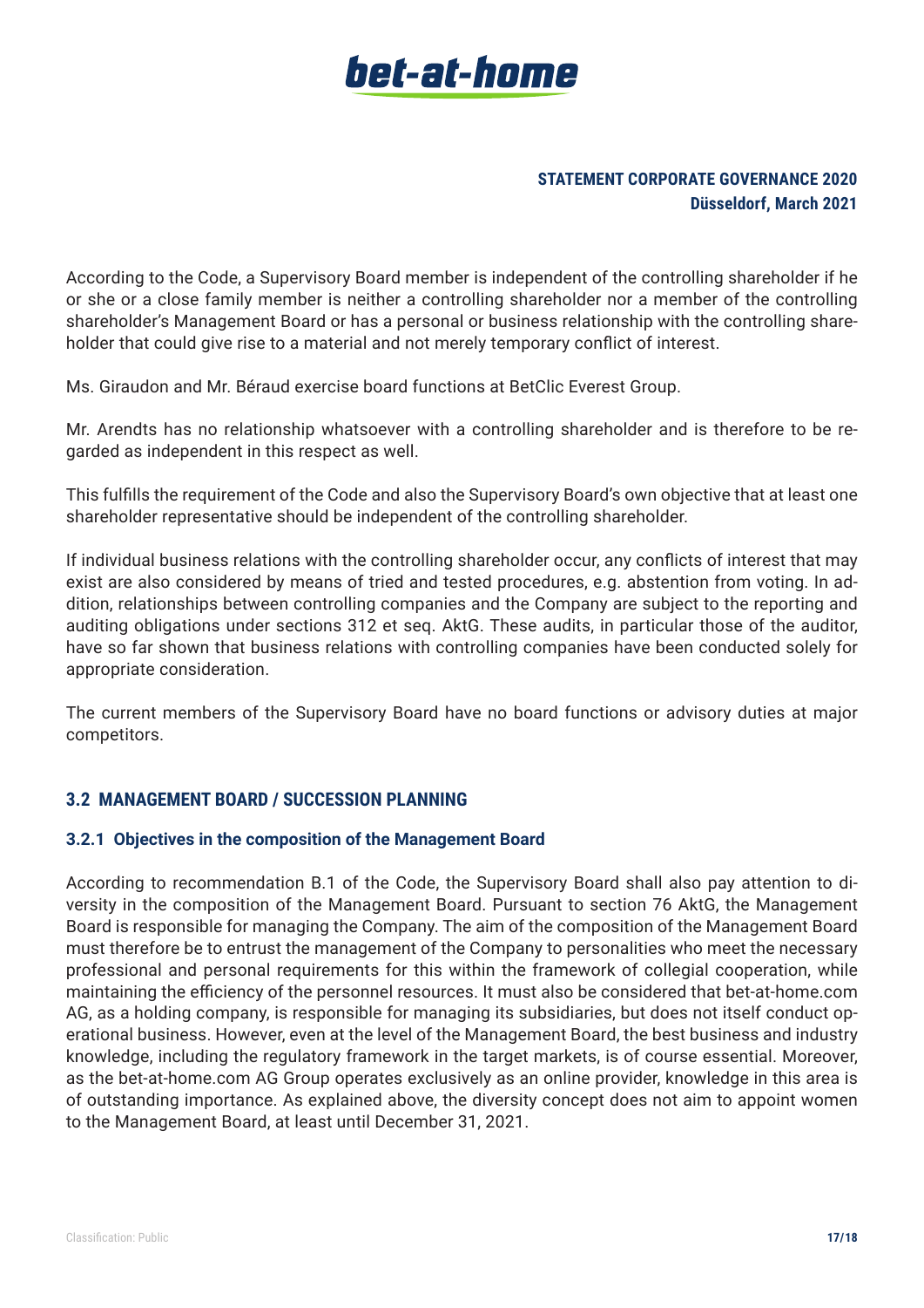According to the Code, a Supervisory Board member is independent of the controlling shareholder if he or she or a close family member is neither a controlling shareholder nor a member of the controlling shareholder's Management Board or has a personal or business relationship with the controlling shareholder that could give rise to a material and not merely temporary conflict of interest.

Ms. Giraudon and Mr. Béraud exercise board functions at BetClic Everest Group.

Mr. Arendts has no relationship whatsoever with a controlling shareholder and is therefore to be regarded as independent in this respect as well.

This fulfills the requirement of the Code and also the Supervisory Board's own objective that at least one shareholder representative should be independent of the controlling shareholder.

If individual business relations with the controlling shareholder occur, any conflicts of interest that may exist are also considered by means of tried and tested procedures, e.g. abstention from voting. In addition, relationships between controlling companies and the Company are subject to the reporting and auditing obligations under sections 312 et seq. AktG. These audits, in particular those of the auditor, have so far shown that business relations with controlling companies have been conducted solely for appropriate consideration.

The current members of the Supervisory Board have no board functions or advisory duties at major competitors.

## 3.2 MANAGEMENT BOARD / SUCCESSION PLANNING

### 3.2.1 Objectives in the composition of the Management Board

According to recommendation B.1 of the Code, the Supervisory Board shall also pay attention to diversity in the composition of the Management Board. Pursuant to section 76 AktG, the Management Board is responsible for managing the Company. The aim of the composition of the Management Board must therefore be to entrust the management of the Company to personalities who meet the necessary professional and personal requirements for this within the framework of collegial cooperation, while maintaining the efficiency of the personnel resources. It must also be considered that bet-at-home.com AG, as a holding company, is responsible for managing its subsidiaries, but does not itself conduct operational business. However, even at the level of the Management Board, the best business and industry knowledge, including the regulatory framework in the target markets, is of course essential. Moreover, as the bet-at-home.com AG Group operates exclusively as an online provider, knowledge in this area is of outstanding importance. As explained above, the diversity concept does not aim to appoint women to the Management Board, at least until December 31, 2021.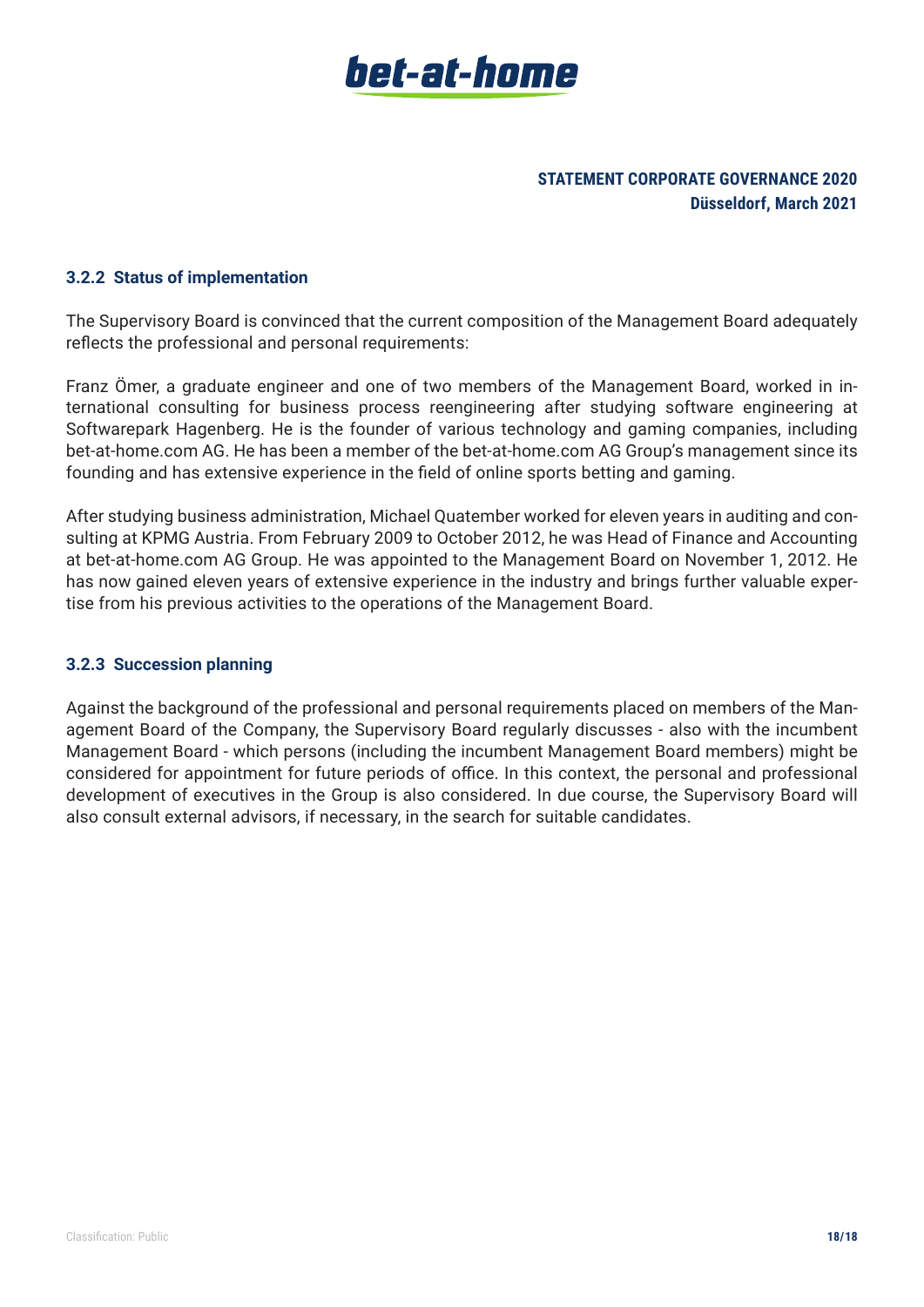### 3.2.2 Status of implementation

The Supervisory Board is convinced that the current composition of the Management Board adequately reflects the professional and personal requirements:

Franz Ömer, a graduate engineer and one of two members of the Management Board, worked in international consulting for business process reengineering after studying software engineering at Softwarepark Hagenberg. He is the founder of various technology and gaming companies, including bet-at-home.com AG. He has been a member of the bet-at-home.com AG Group's management since its founding and has extensive experience in the field of online sports betting and gaming.

After studying business administration, Michael Quatember worked for eleven years in auditing and consulting at KPMG Austria. From February 2009 to October 2012, he was Head of Finance and Accounting at bet-at-home.com AG Group. He was appointed to the Management Board on November 1, 2012. He has now gained eleven years of extensive experience in the industry and brings further valuable expertise from his previous activities to the operations of the Management Board.

### 3.2.3 Succession planning

Against the background of the professional and personal requirements placed on members of the Management Board of the Company, the Supervisory Board regularly discusses - also with the incumbent Management Board - which persons (including the incumbent Management Board members) might be considered for appointment for future periods of office. In this context, the personal and professional development of executives in the Group is also considered. In due course, the Supervisory Board will also consult external advisors, if necessary, in the search for suitable candidates.